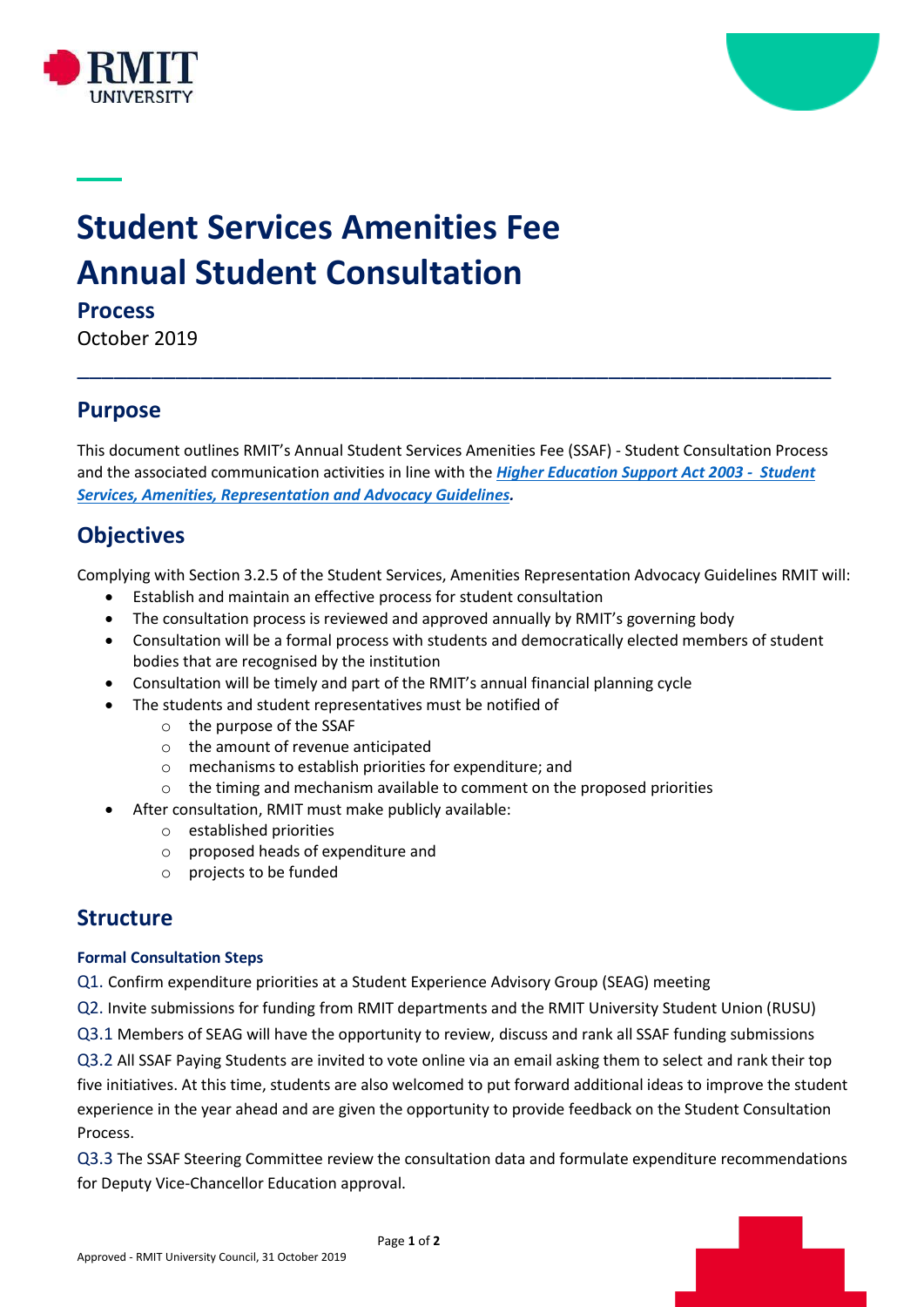# Student Services Amenities Fee Annual Student Consultation

## Process

October 2019

---

## Purpose

This document outlines RMIT's Annual Student Services Amenities Fee (SSAF) - Student Consultation Process and the associated communication activities in line with the ***Higher Education Support Act 2003 - Student Services, Amenities, Representation and Advocacy Guidelines***.

## Objectives

Complying with Section 3.2.5 of the Student Services, Amenities Representation Advocacy Guidelines RMIT will:

- Establish and maintain an effective process for student consultation
- The consultation process is reviewed and approved annually by RMIT's governing body
- Consultation will be a formal process with students and democratically elected members of student bodies that are recognised by the institution
- Consultation will be timely and part of the RMIT's annual financial planning cycle
- The students and student representatives must be notified of
  - the purpose of the SSAF
  - the amount of revenue anticipated
  - mechanisms to establish priorities for expenditure; and
  - the timing and mechanism available to comment on the proposed priorities
- After consultation, RMIT must make publicly available:
  - established priorities
  - proposed heads of expenditure and
  - projects to be funded

## Structure

### Formal Consultation Steps

Q1. Confirm expenditure priorities at a Student Experience Advisory Group (SEAG) meeting

Q2. Invite submissions for funding from RMIT departments and the RMIT University Student Union (RUSU)

Q3.1 Members of SEAG will have the opportunity to review, discuss and rank all SSAF funding submissions

Q3.2 All SSAF Paying Students are invited to vote online via an email asking them to select and rank their top five initiatives. At this time, students are also welcomed to put forward additional ideas to improve the student experience in the year ahead and are given the opportunity to provide feedback on the Student Consultation Process.

Q3.3 The SSAF Steering Committee review the consultation data and formulate expenditure recommendations for Deputy Vice-Chancellor Education approval.

Approved - RMIT University Council, 31 October 2019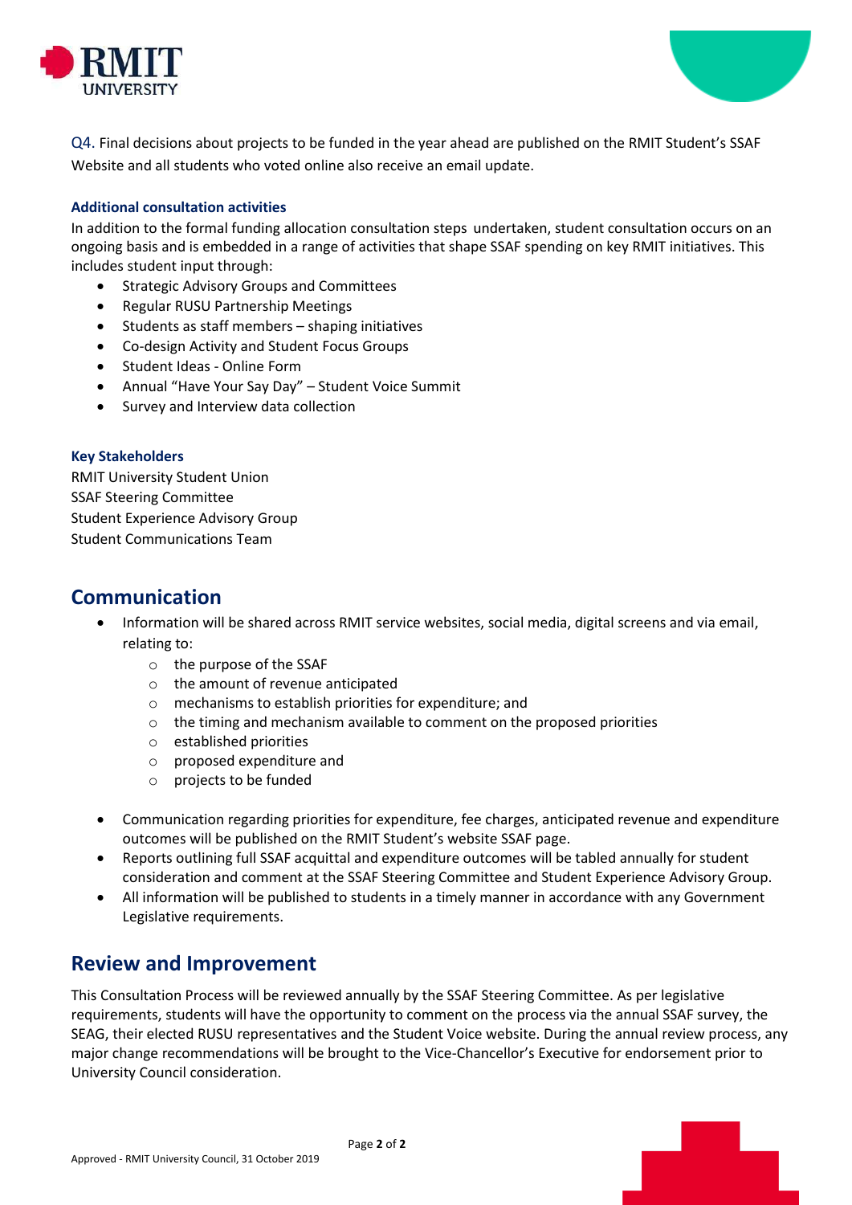Q4. Final decisions about projects to be funded in the year ahead are published on the RMIT Student's SSAF Website and all students who voted online also receive an email update.

### Additional consultation activities

In addition to the formal funding allocation consultation steps undertaken, student consultation occurs on an ongoing basis and is embedded in a range of activities that shape SSAF spending on key RMIT initiatives. This includes student input through:

- Strategic Advisory Groups and Committees
- Regular RUSU Partnership Meetings
- Students as staff members – shaping initiatives
- Co-design Activity and Student Focus Groups
- Student Ideas - Online Form
- Annual "Have Your Say Day" – Student Voice Summit
- Survey and Interview data collection

### Key Stakeholders

RMIT University Student Union
SSAF Steering Committee
Student Experience Advisory Group
Student Communications Team

## Communication

- Information will be shared across RMIT service websites, social media, digital screens and via email, relating to:
  - the purpose of the SSAF
  - the amount of revenue anticipated
  - mechanisms to establish priorities for expenditure; and
  - the timing and mechanism available to comment on the proposed priorities
  - established priorities
  - proposed expenditure and
  - projects to be funded
- Communication regarding priorities for expenditure, fee charges, anticipated revenue and expenditure outcomes will be published on the RMIT Student's website SSAF page.
- Reports outlining full SSAF acquittal and expenditure outcomes will be tabled annually for student consideration and comment at the SSAF Steering Committee and Student Experience Advisory Group.
- All information will be published to students in a timely manner in accordance with any Government Legislative requirements.

## Review and Improvement

This Consultation Process will be reviewed annually by the SSAF Steering Committee. As per legislative requirements, students will have the opportunity to comment on the process via the annual SSAF survey, the SEAG, their elected RUSU representatives and the Student Voice website. During the annual review process, any major change recommendations will be brought to the Vice-Chancellor's Executive for endorsement prior to University Council consideration.

Approved - RMIT University Council, 31 October 2019